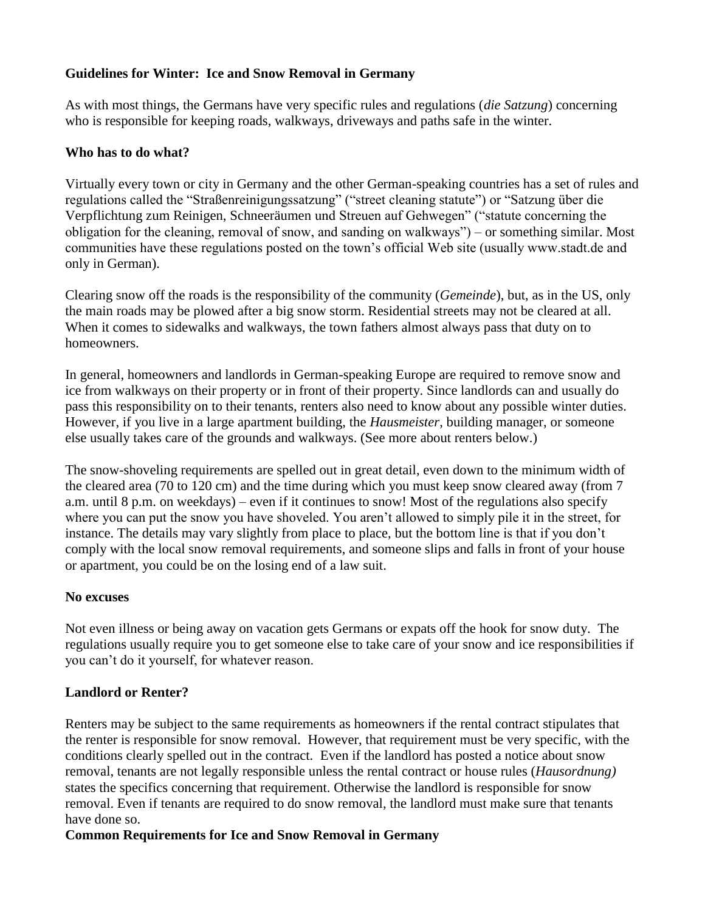## Guidelines for Winter: Ice and Snow Removal in Germany

As with most things, the Germans have very specific rules and regulations (*die Satzung*) concerning who is responsible for keeping roads, walkways, driveways and paths safe in the winter.

### Who has to do what?

Virtually every town or city in Germany and the other German-speaking countries has a set of rules and regulations called the "Straßenreinigungssatzung" ("street cleaning statute") or "Satzung über die Verpflichtung zum Reinigen, Schneeräumen und Streuen auf Gehwegen" ("statute concerning the obligation for the cleaning, removal of snow, and sanding on walkways") – or something similar. Most communities have these regulations posted on the town's official Web site (usually www.stadt.de and only in German).

Clearing snow off the roads is the responsibility of the community (*Gemeinde*), but, as in the US, only the main roads may be plowed after a big snow storm. Residential streets may not be cleared at all. When it comes to sidewalks and walkways, the town fathers almost always pass that duty on to homeowners.

In general, homeowners and landlords in German-speaking Europe are required to remove snow and ice from walkways on their property or in front of their property. Since landlords can and usually do pass this responsibility on to their tenants, renters also need to know about any possible winter duties. However, if you live in a large apartment building, the *Hausmeister*, building manager, or someone else usually takes care of the grounds and walkways. (See more about renters below.)

The snow-shoveling requirements are spelled out in great detail, even down to the minimum width of the cleared area (70 to 120 cm) and the time during which you must keep snow cleared away (from 7 a.m. until 8 p.m. on weekdays) – even if it continues to snow! Most of the regulations also specify where you can put the snow you have shoveled. You aren't allowed to simply pile it in the street, for instance. The details may vary slightly from place to place, but the bottom line is that if you don't comply with the local snow removal requirements, and someone slips and falls in front of your house or apartment, you could be on the losing end of a law suit.

### No excuses

Not even illness or being away on vacation gets Germans or expats off the hook for snow duty. The regulations usually require you to get someone else to take care of your snow and ice responsibilities if you can't do it yourself, for whatever reason.

### Landlord or Renter?

Renters may be subject to the same requirements as homeowners if the rental contract stipulates that the renter is responsible for snow removal. However, that requirement must be very specific, with the conditions clearly spelled out in the contract. Even if the landlord has posted a notice about snow removal, tenants are not legally responsible unless the rental contract or house rules (*Hausordnung)* states the specifics concerning that requirement. Otherwise the landlord is responsible for snow removal. Even if tenants are required to do snow removal, the landlord must make sure that tenants have done so.

### Common Requirements for Ice and Snow Removal in Germany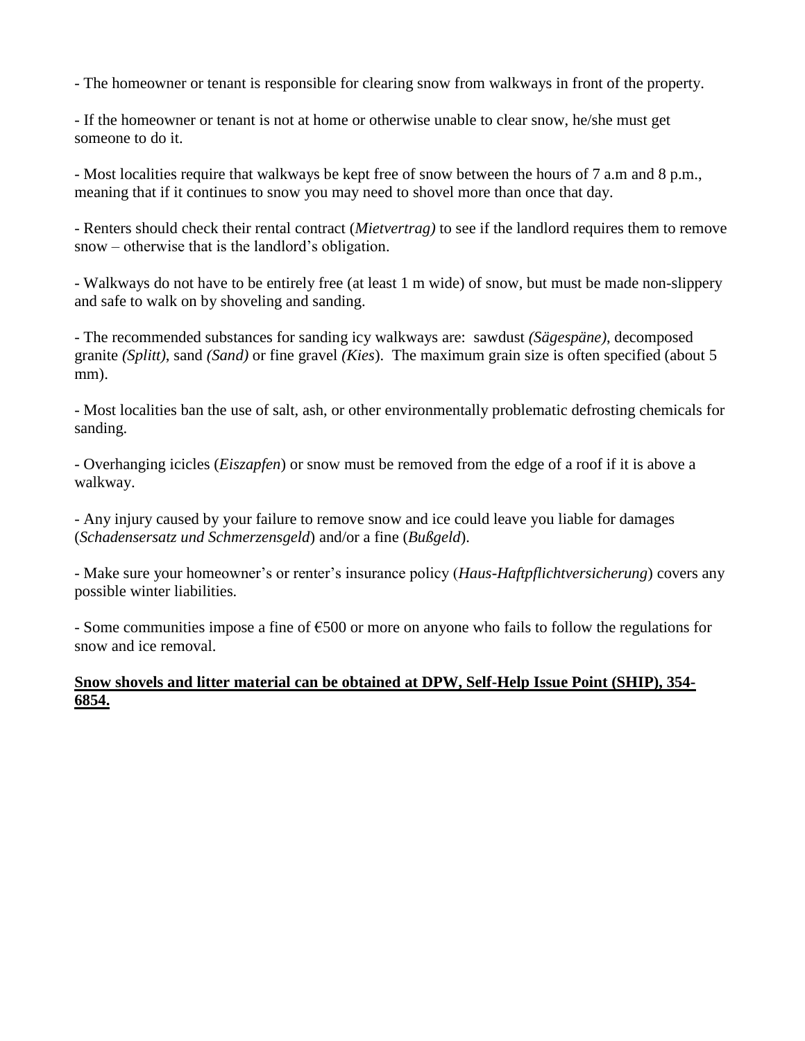- The homeowner or tenant is responsible for clearing snow from walkways in front of the property.

- If the homeowner or tenant is not at home or otherwise unable to clear snow, he/she must get someone to do it.

- Most localities require that walkways be kept free of snow between the hours of 7 a.m and 8 p.m., meaning that if it continues to snow you may need to shovel more than once that day.

- Renters should check their rental contract (*Mietvertrag)* to see if the landlord requires them to remove snow – otherwise that is the landlord's obligation.

- Walkways do not have to be entirely free (at least 1 m wide) of snow, but must be made non-slippery and safe to walk on by shoveling and sanding.

- The recommended substances for sanding icy walkways are: sawdust *(Sägespäne)*, decomposed granite *(Splitt)*, sand *(Sand)* or fine gravel *(Kies*). The maximum grain size is often specified (about 5 mm).

- Most localities ban the use of salt, ash, or other environmentally problematic defrosting chemicals for sanding.

- Overhanging icicles (*Eiszapfen*) or snow must be removed from the edge of a roof if it is above a walkway.

- Any injury caused by your failure to remove snow and ice could leave you liable for damages (*Schadensersatz und Schmerzensgeld*) and/or a fine (*Bußgeld*).

- Make sure your homeowner's or renter's insurance policy (*Haus-Haftpflichtversicherung*) covers any possible winter liabilities.

- Some communities impose a fine of €500 or more on anyone who fails to follow the regulations for snow and ice removal.

**Snow shovels and litter material can be obtained at DPW, Self-Help Issue Point (SHIP), 354-6854.**